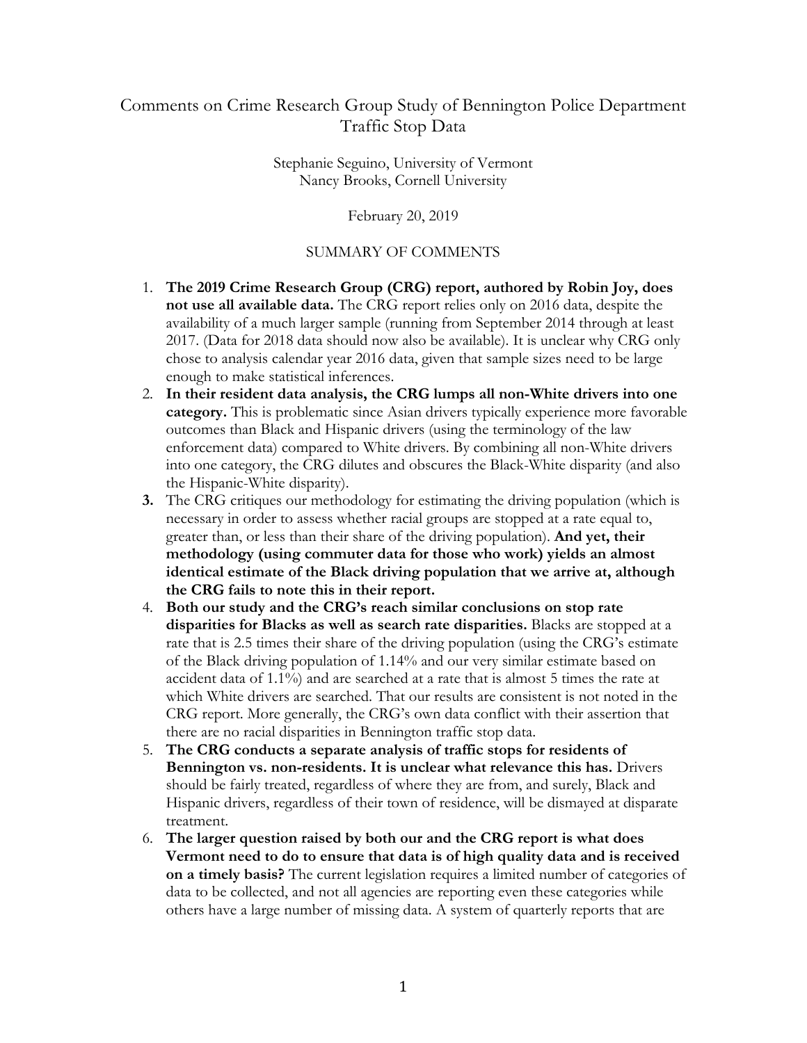# Comments on Crime Research Group Study of Bennington Police Department Traffic Stop Data

Stephanie Seguino, University of Vermont
Nancy Brooks, Cornell University

February 20, 2019

## SUMMARY OF COMMENTS

1. **The 2019 Crime Research Group (CRG) report, authored by Robin Joy, does not use all available data.** The CRG report relies only on 2016 data, despite the availability of a much larger sample (running from September 2014 through at least 2017. (Data for 2018 data should now also be available). It is unclear why CRG only chose to analysis calendar year 2016 data, given that sample sizes need to be large enough to make statistical inferences.
2. **In their resident data analysis, the CRG lumps all non-White drivers into one category.** This is problematic since Asian drivers typically experience more favorable outcomes than Black and Hispanic drivers (using the terminology of the law enforcement data) compared to White drivers. By combining all non-White drivers into one category, the CRG dilutes and obscures the Black-White disparity (and also the Hispanic-White disparity).
3. The CRG critiques our methodology for estimating the driving population (which is necessary in order to assess whether racial groups are stopped at a rate equal to, greater than, or less than their share of the driving population). **And yet, their methodology (using commuter data for those who work) yields an almost identical estimate of the Black driving population that we arrive at, although the CRG fails to note this in their report.**
4. **Both our study and the CRG's reach similar conclusions on stop rate disparities for Blacks as well as search rate disparities.** Blacks are stopped at a rate that is 2.5 times their share of the driving population (using the CRG's estimate of the Black driving population of 1.14% and our very similar estimate based on accident data of 1.1%) and are searched at a rate that is almost 5 times the rate at which White drivers are searched. That our results are consistent is not noted in the CRG report. More generally, the CRG's own data conflict with their assertion that there are no racial disparities in Bennington traffic stop data.
5. **The CRG conducts a separate analysis of traffic stops for residents of Bennington vs. non-residents. It is unclear what relevance this has.** Drivers should be fairly treated, regardless of where they are from, and surely, Black and Hispanic drivers, regardless of their town of residence, will be dismayed at disparate treatment.
6. **The larger question raised by both our and the CRG report is what does Vermont need to do to ensure that data is of high quality data and is received on a timely basis?** The current legislation requires a limited number of categories of data to be collected, and not all agencies are reporting even these categories while others have a large number of missing data. A system of quarterly reports that are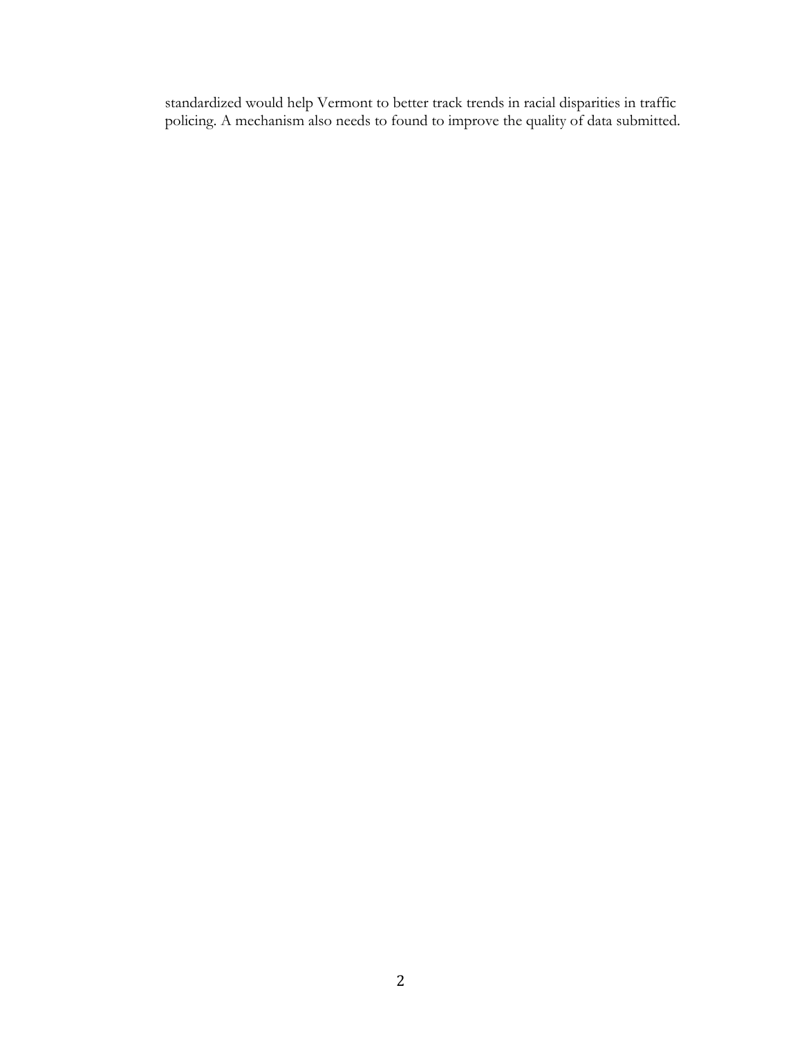standardized would help Vermont to better track trends in racial disparities in traffic policing. A mechanism also needs to found to improve the quality of data submitted.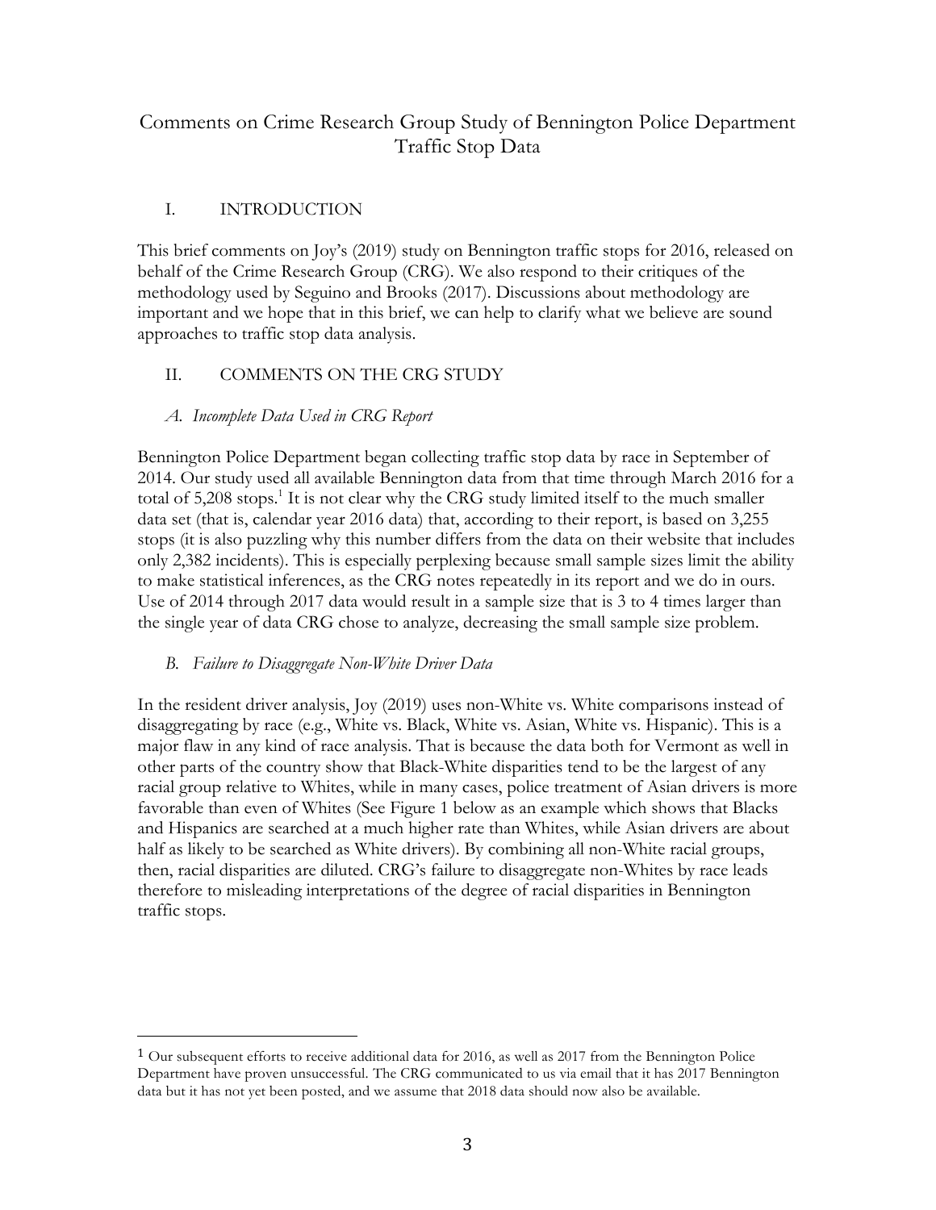# Comments on Crime Research Group Study of Bennington Police Department Traffic Stop Data

## I. INTRODUCTION

This brief comments on Joy's (2019) study on Bennington traffic stops for 2016, released on behalf of the Crime Research Group (CRG). We also respond to their critiques of the methodology used by Seguino and Brooks (2017). Discussions about methodology are important and we hope that in this brief, we can help to clarify what we believe are sound approaches to traffic stop data analysis.

## II. COMMENTS ON THE CRG STUDY

### *A. Incomplete Data Used in CRG Report*

Bennington Police Department began collecting traffic stop data by race in September of 2014. Our study used all available Bennington data from that time through March 2016 for a total of 5,208 stops.[1] It is not clear why the CRG study limited itself to the much smaller data set (that is, calendar year 2016 data) that, according to their report, is based on 3,255 stops (it is also puzzling why this number differs from the data on their website that includes only 2,382 incidents). This is especially perplexing because small sample sizes limit the ability to make statistical inferences, as the CRG notes repeatedly in its report and we do in ours. Use of 2014 through 2017 data would result in a sample size that is 3 to 4 times larger than the single year of data CRG chose to analyze, decreasing the small sample size problem.

### *B. Failure to Disaggregate Non-White Driver Data*

In the resident driver analysis, Joy (2019) uses non-White vs. White comparisons instead of disaggregating by race (e.g., White vs. Black, White vs. Asian, White vs. Hispanic). This is a major flaw in any kind of race analysis. That is because the data both for Vermont as well in other parts of the country show that Black-White disparities tend to be the largest of any racial group relative to Whites, while in many cases, police treatment of Asian drivers is more favorable than even of Whites (See Figure 1 below as an example which shows that Blacks and Hispanics are searched at a much higher rate than Whites, while Asian drivers are about half as likely to be searched as White drivers). By combining all non-White racial groups, then, racial disparities are diluted. CRG's failure to disaggregate non-Whites by race leads therefore to misleading interpretations of the degree of racial disparities in Bennington traffic stops.

---

[1] Our subsequent efforts to receive additional data for 2016, as well as 2017 from the Bennington Police Department have proven unsuccessful. The CRG communicated to us via email that it has 2017 Bennington data but it has not yet been posted, and we assume that 2018 data should now also be available.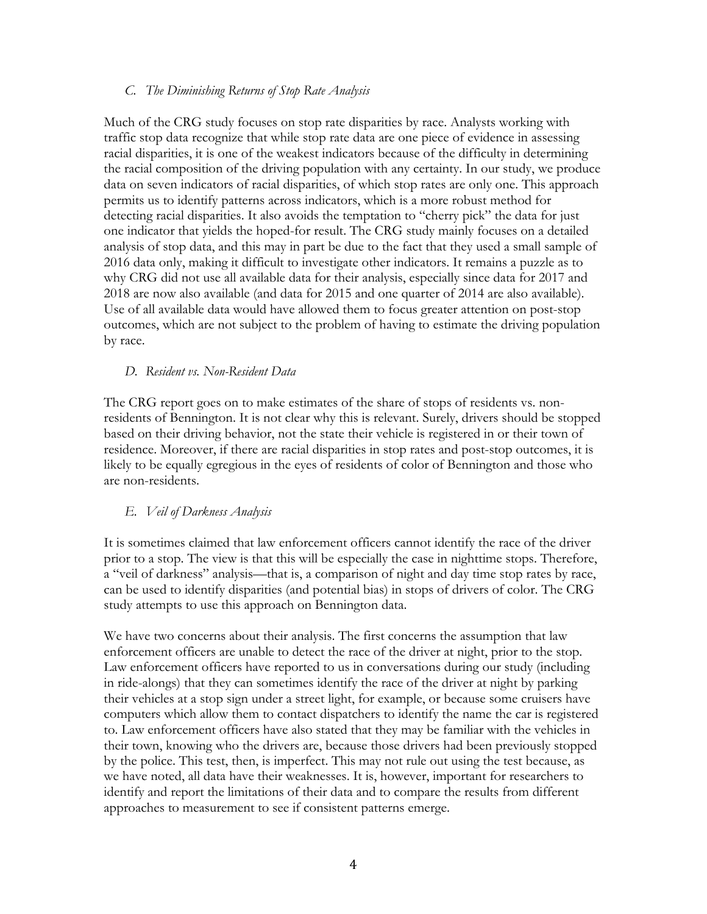### *C. The Diminishing Returns of Stop Rate Analysis*

Much of the CRG study focuses on stop rate disparities by race. Analysts working with traffic stop data recognize that while stop rate data are one piece of evidence in assessing racial disparities, it is one of the weakest indicators because of the difficulty in determining the racial composition of the driving population with any certainty. In our study, we produce data on seven indicators of racial disparities, of which stop rates are only one. This approach permits us to identify patterns across indicators, which is a more robust method for detecting racial disparities. It also avoids the temptation to "cherry pick" the data for just one indicator that yields the hoped-for result. The CRG study mainly focuses on a detailed analysis of stop data, and this may in part be due to the fact that they used a small sample of 2016 data only, making it difficult to investigate other indicators. It remains a puzzle as to why CRG did not use all available data for their analysis, especially since data for 2017 and 2018 are now also available (and data for 2015 and one quarter of 2014 are also available). Use of all available data would have allowed them to focus greater attention on post-stop outcomes, which are not subject to the problem of having to estimate the driving population by race.

### *D. Resident vs. Non-Resident Data*

The CRG report goes on to make estimates of the share of stops of residents vs. non-residents of Bennington. It is not clear why this is relevant. Surely, drivers should be stopped based on their driving behavior, not the state their vehicle is registered in or their town of residence. Moreover, if there are racial disparities in stop rates and post-stop outcomes, it is likely to be equally egregious in the eyes of residents of color of Bennington and those who are non-residents.

### *E. Veil of Darkness Analysis*

It is sometimes claimed that law enforcement officers cannot identify the race of the driver prior to a stop. The view is that this will be especially the case in nighttime stops. Therefore, a "veil of darkness" analysis—that is, a comparison of night and day time stop rates by race, can be used to identify disparities (and potential bias) in stops of drivers of color. The CRG study attempts to use this approach on Bennington data.

We have two concerns about their analysis. The first concerns the assumption that law enforcement officers are unable to detect the race of the driver at night, prior to the stop. Law enforcement officers have reported to us in conversations during our study (including in ride-alongs) that they can sometimes identify the race of the driver at night by parking their vehicles at a stop sign under a street light, for example, or because some cruisers have computers which allow them to contact dispatchers to identify the name the car is registered to. Law enforcement officers have also stated that they may be familiar with the vehicles in their town, knowing who the drivers are, because those drivers had been previously stopped by the police. This test, then, is imperfect. This may not rule out using the test because, as we have noted, all data have their weaknesses. It is, however, important for researchers to identify and report the limitations of their data and to compare the results from different approaches to measurement to see if consistent patterns emerge.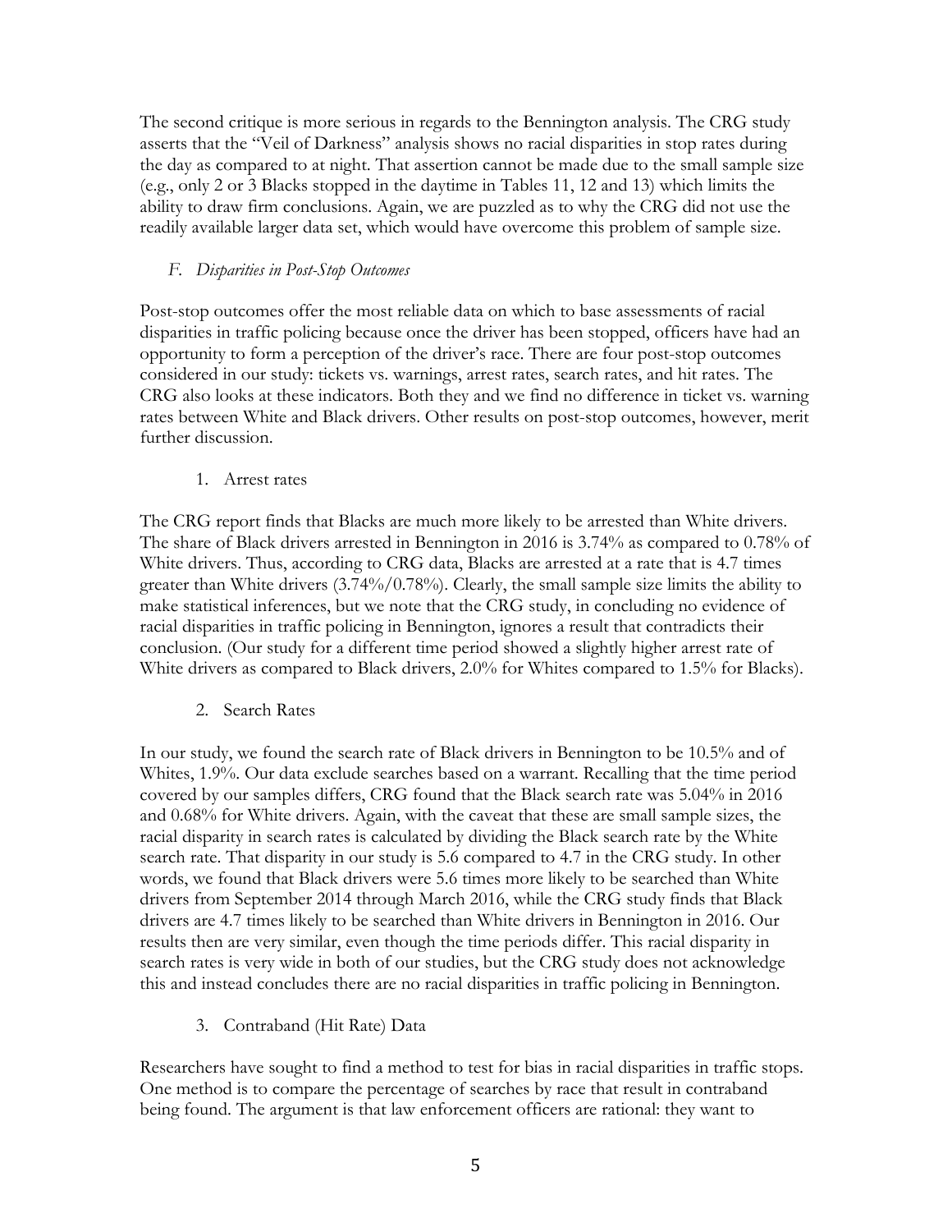The second critique is more serious in regards to the Bennington analysis. The CRG study asserts that the "Veil of Darkness" analysis shows no racial disparities in stop rates during the day as compared to at night. That assertion cannot be made due to the small sample size (e.g., only 2 or 3 Blacks stopped in the daytime in Tables 11, 12 and 13) which limits the ability to draw firm conclusions. Again, we are puzzled as to why the CRG did not use the readily available larger data set, which would have overcome this problem of sample size.

### *F. Disparities in Post-Stop Outcomes*

Post-stop outcomes offer the most reliable data on which to base assessments of racial disparities in traffic policing because once the driver has been stopped, officers have had an opportunity to form a perception of the driver's race. There are four post-stop outcomes considered in our study: tickets vs. warnings, arrest rates, search rates, and hit rates. The CRG also looks at these indicators. Both they and we find no difference in ticket vs. warning rates between White and Black drivers. Other results on post-stop outcomes, however, merit further discussion.

#### 1. Arrest rates

The CRG report finds that Blacks are much more likely to be arrested than White drivers. The share of Black drivers arrested in Bennington in 2016 is 3.74% as compared to 0.78% of White drivers. Thus, according to CRG data, Blacks are arrested at a rate that is 4.7 times greater than White drivers (3.74%/0.78%). Clearly, the small sample size limits the ability to make statistical inferences, but we note that the CRG study, in concluding no evidence of racial disparities in traffic policing in Bennington, ignores a result that contradicts their conclusion. (Our study for a different time period showed a slightly higher arrest rate of White drivers as compared to Black drivers, 2.0% for Whites compared to 1.5% for Blacks).

#### 2. Search Rates

In our study, we found the search rate of Black drivers in Bennington to be 10.5% and of Whites, 1.9%. Our data exclude searches based on a warrant. Recalling that the time period covered by our samples differs, CRG found that the Black search rate was 5.04% in 2016 and 0.68% for White drivers. Again, with the caveat that these are small sample sizes, the racial disparity in search rates is calculated by dividing the Black search rate by the White search rate. That disparity in our study is 5.6 compared to 4.7 in the CRG study. In other words, we found that Black drivers were 5.6 times more likely to be searched than White drivers from September 2014 through March 2016, while the CRG study finds that Black drivers are 4.7 times likely to be searched than White drivers in Bennington in 2016. Our results then are very similar, even though the time periods differ. This racial disparity in search rates is very wide in both of our studies, but the CRG study does not acknowledge this and instead concludes there are no racial disparities in traffic policing in Bennington.

#### 3. Contraband (Hit Rate) Data

Researchers have sought to find a method to test for bias in racial disparities in traffic stops. One method is to compare the percentage of searches by race that result in contraband being found. The argument is that law enforcement officers are rational: they want to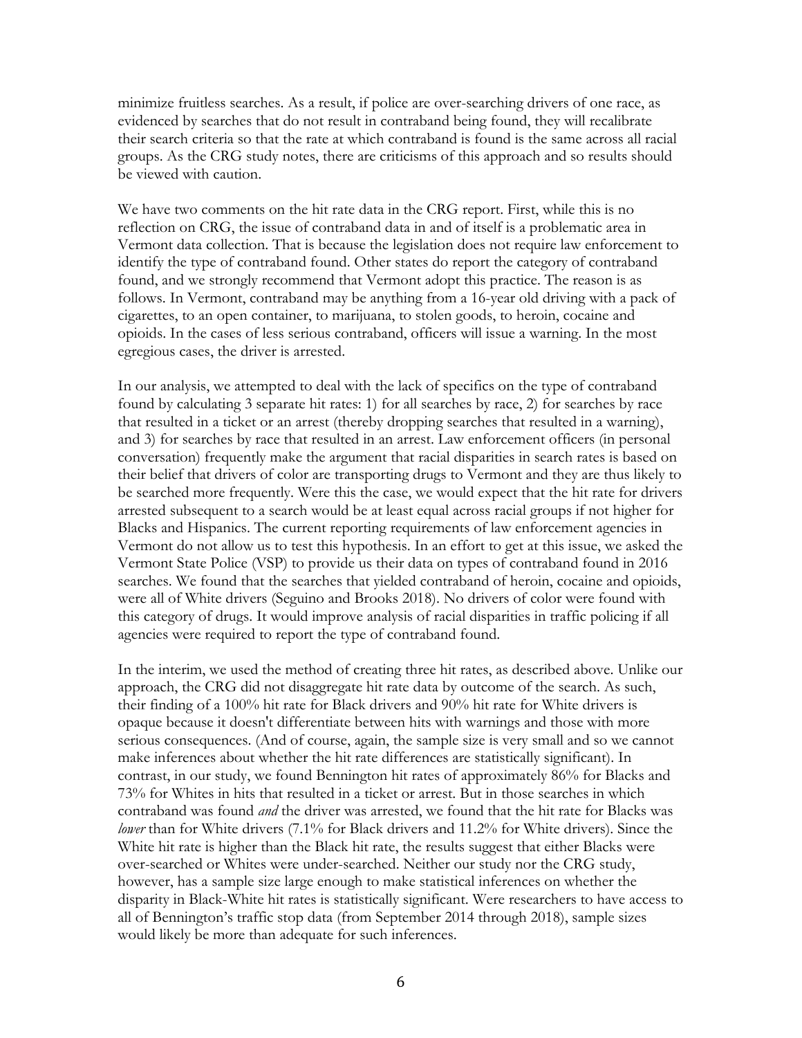minimize fruitless searches. As a result, if police are over-searching drivers of one race, as evidenced by searches that do not result in contraband being found, they will recalibrate their search criteria so that the rate at which contraband is found is the same across all racial groups. As the CRG study notes, there are criticisms of this approach and so results should be viewed with caution.

We have two comments on the hit rate data in the CRG report. First, while this is no reflection on CRG, the issue of contraband data in and of itself is a problematic area in Vermont data collection. That is because the legislation does not require law enforcement to identify the type of contraband found. Other states do report the category of contraband found, and we strongly recommend that Vermont adopt this practice. The reason is as follows. In Vermont, contraband may be anything from a 16-year old driving with a pack of cigarettes, to an open container, to marijuana, to stolen goods, to heroin, cocaine and opioids. In the cases of less serious contraband, officers will issue a warning. In the most egregious cases, the driver is arrested.

In our analysis, we attempted to deal with the lack of specifics on the type of contraband found by calculating 3 separate hit rates: 1) for all searches by race, 2) for searches by race that resulted in a ticket or an arrest (thereby dropping searches that resulted in a warning), and 3) for searches by race that resulted in an arrest. Law enforcement officers (in personal conversation) frequently make the argument that racial disparities in search rates is based on their belief that drivers of color are transporting drugs to Vermont and they are thus likely to be searched more frequently. Were this the case, we would expect that the hit rate for drivers arrested subsequent to a search would be at least equal across racial groups if not higher for Blacks and Hispanics. The current reporting requirements of law enforcement agencies in Vermont do not allow us to test this hypothesis. In an effort to get at this issue, we asked the Vermont State Police (VSP) to provide us their data on types of contraband found in 2016 searches. We found that the searches that yielded contraband of heroin, cocaine and opioids, were all of White drivers (Seguino and Brooks 2018). No drivers of color were found with this category of drugs. It would improve analysis of racial disparities in traffic policing if all agencies were required to report the type of contraband found.

In the interim, we used the method of creating three hit rates, as described above. Unlike our approach, the CRG did not disaggregate hit rate data by outcome of the search. As such, their finding of a 100% hit rate for Black drivers and 90% hit rate for White drivers is opaque because it doesn't differentiate between hits with warnings and those with more serious consequences. (And of course, again, the sample size is very small and so we cannot make inferences about whether the hit rate differences are statistically significant). In contrast, in our study, we found Bennington hit rates of approximately 86% for Blacks and 73% for Whites in hits that resulted in a ticket or arrest. But in those searches in which contraband was found *and* the driver was arrested, we found that the hit rate for Blacks was *lower* than for White drivers (7.1% for Black drivers and 11.2% for White drivers). Since the White hit rate is higher than the Black hit rate, the results suggest that either Blacks were over-searched or Whites were under-searched. Neither our study nor the CRG study, however, has a sample size large enough to make statistical inferences on whether the disparity in Black-White hit rates is statistically significant. Were researchers to have access to all of Bennington's traffic stop data (from September 2014 through 2018), sample sizes would likely be more than adequate for such inferences.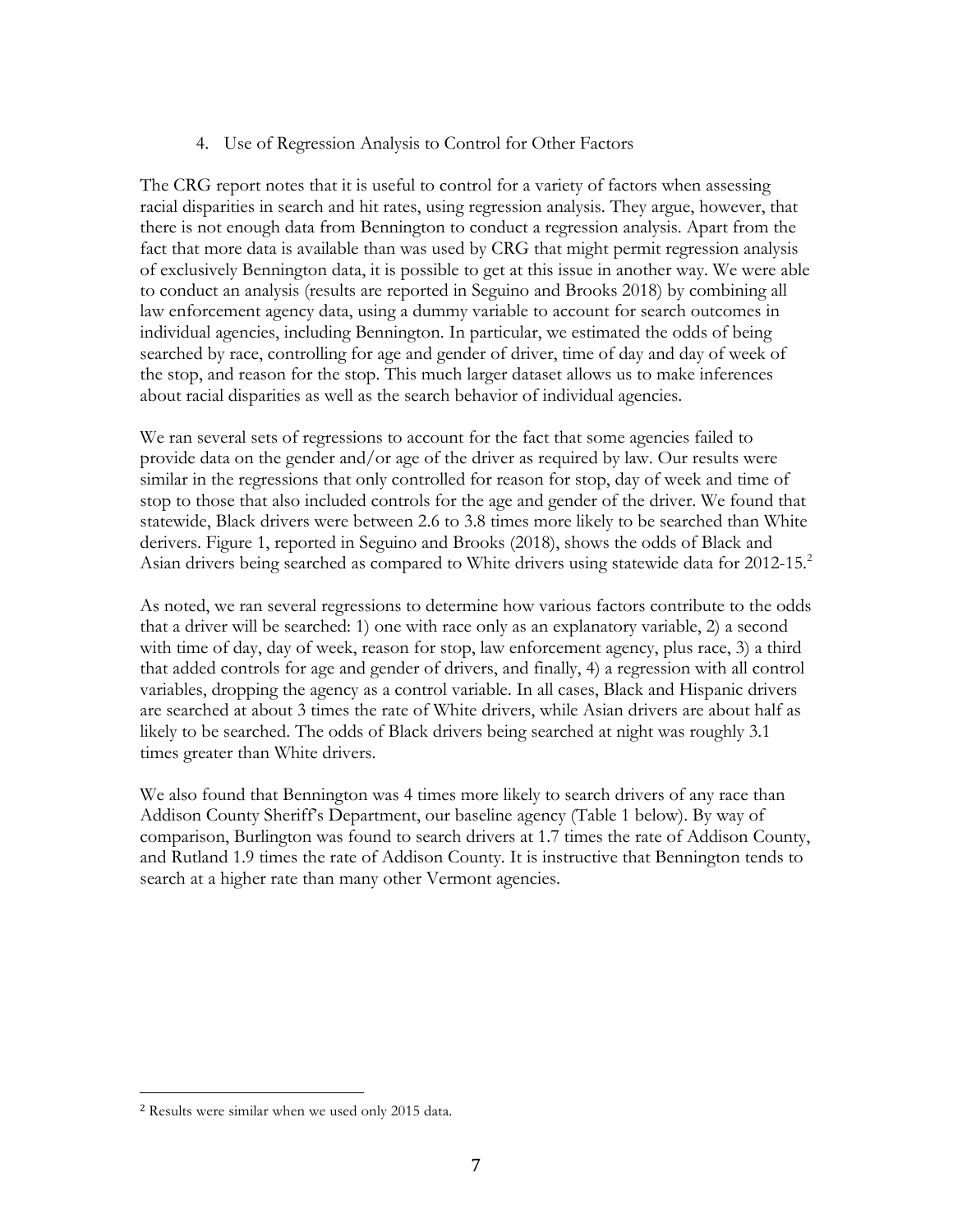4. Use of Regression Analysis to Control for Other Factors

The CRG report notes that it is useful to control for a variety of factors when assessing racial disparities in search and hit rates, using regression analysis. They argue, however, that there is not enough data from Bennington to conduct a regression analysis. Apart from the fact that more data is available than was used by CRG that might permit regression analysis of exclusively Bennington data, it is possible to get at this issue in another way. We were able to conduct an analysis (results are reported in Seguino and Brooks 2018) by combining all law enforcement agency data, using a dummy variable to account for search outcomes in individual agencies, including Bennington. In particular, we estimated the odds of being searched by race, controlling for age and gender of driver, time of day and day of week of the stop, and reason for the stop. This much larger dataset allows us to make inferences about racial disparities as well as the search behavior of individual agencies.

We ran several sets of regressions to account for the fact that some agencies failed to provide data on the gender and/or age of the driver as required by law. Our results were similar in the regressions that only controlled for reason for stop, day of week and time of stop to those that also included controls for the age and gender of the driver. We found that statewide, Black drivers were between 2.6 to 3.8 times more likely to be searched than White derivers. Figure 1, reported in Seguino and Brooks (2018), shows the odds of Black and Asian drivers being searched as compared to White drivers using statewide data for 2012-15.[2]

As noted, we ran several regressions to determine how various factors contribute to the odds that a driver will be searched: 1) one with race only as an explanatory variable, 2) a second with time of day, day of week, reason for stop, law enforcement agency, plus race, 3) a third that added controls for age and gender of drivers, and finally, 4) a regression with all control variables, dropping the agency as a control variable. In all cases, Black and Hispanic drivers are searched at about 3 times the rate of White drivers, while Asian drivers are about half as likely to be searched. The odds of Black drivers being searched at night was roughly 3.1 times greater than White drivers.

We also found that Bennington was 4 times more likely to search drivers of any race than Addison County Sheriff's Department, our baseline agency (Table 1 below). By way of comparison, Burlington was found to search drivers at 1.7 times the rate of Addison County, and Rutland 1.9 times the rate of Addison County. It is instructive that Bennington tends to search at a higher rate than many other Vermont agencies.

---

[2] Results were similar when we used only 2015 data.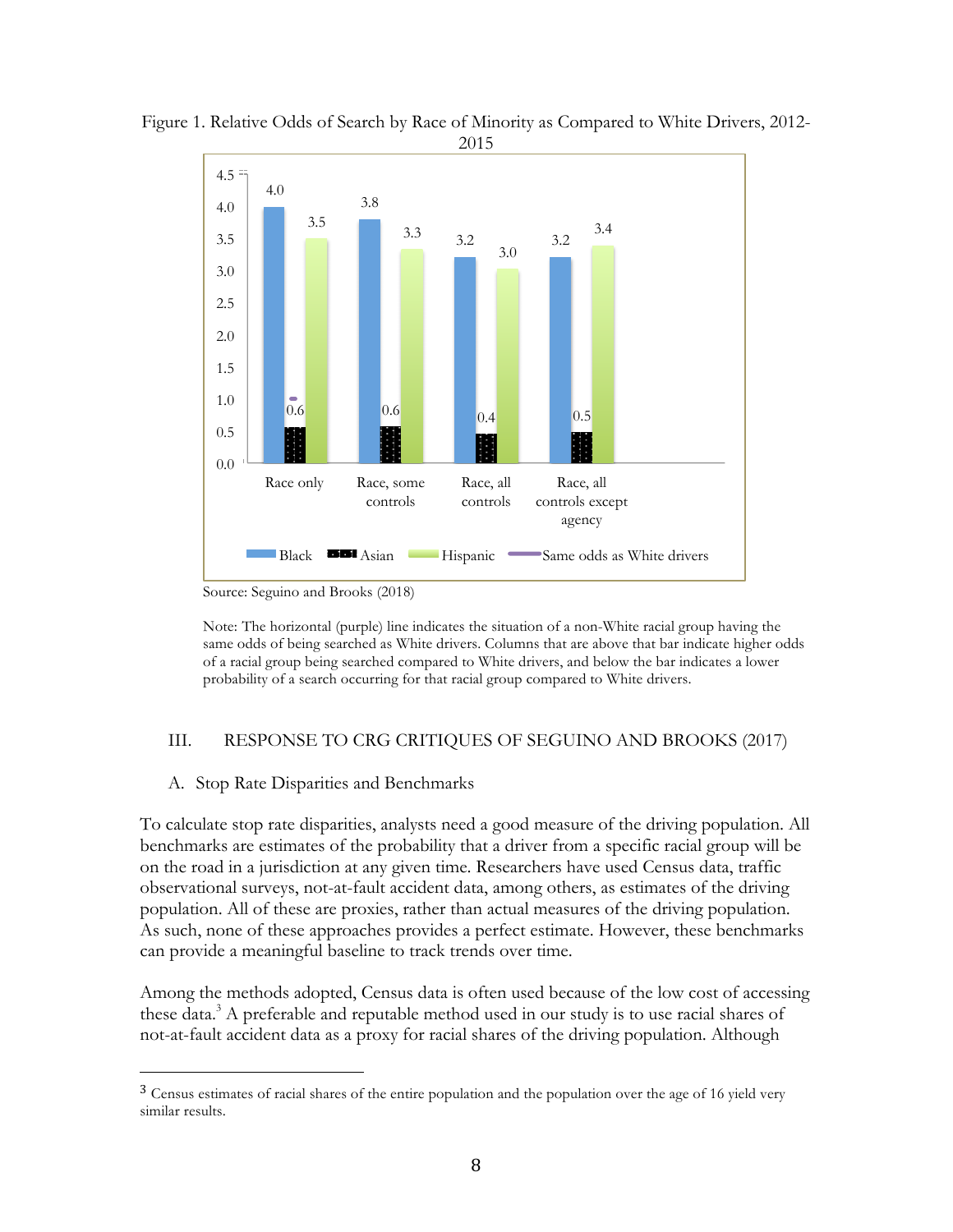Figure 1. Relative Odds of Search by Race of Minority as Compared to White Drivers, 2012-2015

| | Black | Asian | Hispanic |
|---|---|---|---|
| Race only | 4.0 | 0.6 | 3.5 |
| Race, some controls | 3.8 | 0.6 | 3.3 |
| Race, all controls | 3.2 | 0.4 | 3.0 |
| Race, all controls except agency | 3.2 | 0.5 | 3.4 |

Source: Seguino and Brooks (2018)

Note: The horizontal (purple) line indicates the situation of a non-White racial group having the same odds of being searched as White drivers. Columns that are above that bar indicate higher odds of a racial group being searched compared to White drivers, and below the bar indicates a lower probability of a search occurring for that racial group compared to White drivers.

## III. RESPONSE TO CRG CRITIQUES OF SEGUINO AND BROOKS (2017)

### A. Stop Rate Disparities and Benchmarks

To calculate stop rate disparities, analysts need a good measure of the driving population. All benchmarks are estimates of the probability that a driver from a specific racial group will be on the road in a jurisdiction at any given time. Researchers have used Census data, traffic observational surveys, not-at-fault accident data, among others, as estimates of the driving population. All of these are proxies, rather than actual measures of the driving population. As such, none of these approaches provides a perfect estimate. However, these benchmarks can provide a meaningful baseline to track trends over time.

Among the methods adopted, Census data is often used because of the low cost of accessing these data.[3] A preferable and reputable method used in our study is to use racial shares of not-at-fault accident data as a proxy for racial shares of the driving population. Although

[3] Census estimates of racial shares of the entire population and the population over the age of 16 yield very similar results.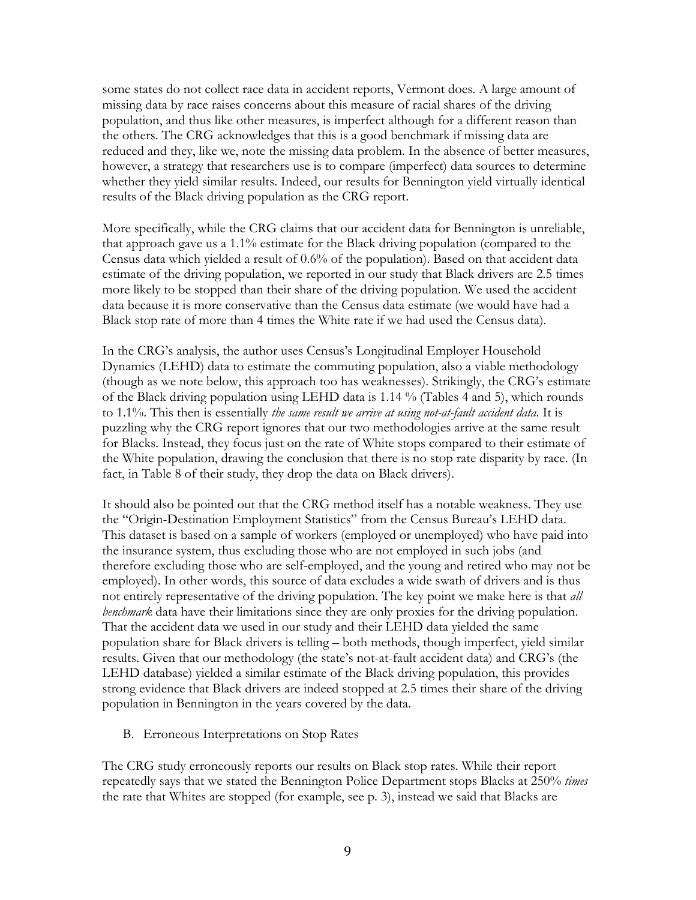some states do not collect race data in accident reports, Vermont does. A large amount of missing data by race raises concerns about this measure of racial shares of the driving population, and thus like other measures, is imperfect although for a different reason than the others. The CRG acknowledges that this is a good benchmark if missing data are reduced and they, like we, note the missing data problem. In the absence of better measures, however, a strategy that researchers use is to compare (imperfect) data sources to determine whether they yield similar results. Indeed, our results for Bennington yield virtually identical results of the Black driving population as the CRG report.

More specifically, while the CRG claims that our accident data for Bennington is unreliable, that approach gave us a 1.1% estimate for the Black driving population (compared to the Census data which yielded a result of 0.6% of the population). Based on that accident data estimate of the driving population, we reported in our study that Black drivers are 2.5 times more likely to be stopped than their share of the driving population. We used the accident data because it is more conservative than the Census data estimate (we would have had a Black stop rate of more than 4 times the White rate if we had used the Census data).

In the CRG's analysis, the author uses Census's Longitudinal Employer Household Dynamics (LEHD) data to estimate the commuting population, also a viable methodology (though as we note below, this approach too has weaknesses). Strikingly, the CRG's estimate of the Black driving population using LEHD data is 1.14 % (Tables 4 and 5), which rounds to 1.1%. This then is essentially *the same result we arrive at using not-at-fault accident data*. It is puzzling why the CRG report ignores that our two methodologies arrive at the same result for Blacks. Instead, they focus just on the rate of White stops compared to their estimate of the White population, drawing the conclusion that there is no stop rate disparity by race. (In fact, in Table 8 of their study, they drop the data on Black drivers).

It should also be pointed out that the CRG method itself has a notable weakness. They use the "Origin-Destination Employment Statistics" from the Census Bureau's LEHD data. This dataset is based on a sample of workers (employed or unemployed) who have paid into the insurance system, thus excluding those who are not employed in such jobs (and therefore excluding those who are self-employed, and the young and retired who may not be employed). In other words, this source of data excludes a wide swath of drivers and is thus not entirely representative of the driving population. The key point we make here is that *all benchmark* data have their limitations since they are only proxies for the driving population. That the accident data we used in our study and their LEHD data yielded the same population share for Black drivers is telling – both methods, though imperfect, yield similar results. Given that our methodology (the state's not-at-fault accident data) and CRG's (the LEHD database) yielded a similar estimate of the Black driving population, this provides strong evidence that Black drivers are indeed stopped at 2.5 times their share of the driving population in Bennington in the years covered by the data.

B. Erroneous Interpretations on Stop Rates

The CRG study erroneously reports our results on Black stop rates. While their report repeatedly says that we stated the Bennington Police Department stops Blacks at 250% *times* the rate that Whites are stopped (for example, see p. 3), instead we said that Blacks are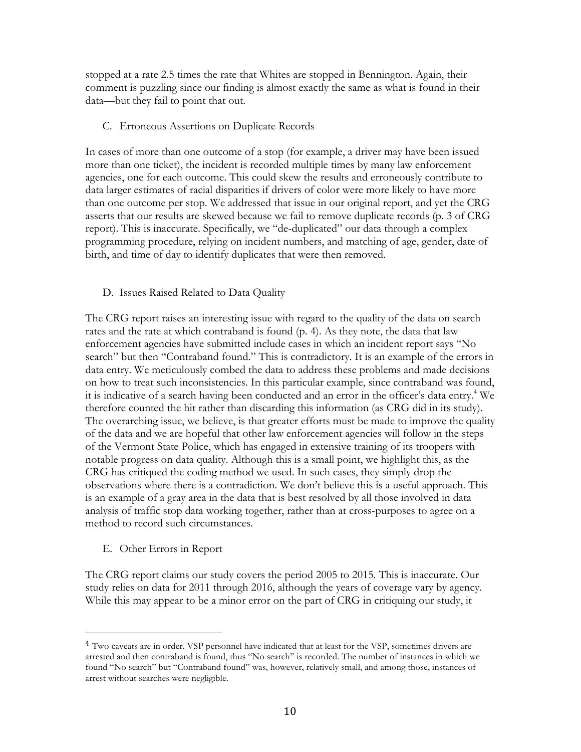stopped at a rate 2.5 times the rate that Whites are stopped in Bennington. Again, their comment is puzzling since our finding is almost exactly the same as what is found in their data—but they fail to point that out.

### C. Erroneous Assertions on Duplicate Records

In cases of more than one outcome of a stop (for example, a driver may have been issued more than one ticket), the incident is recorded multiple times by many law enforcement agencies, one for each outcome. This could skew the results and erroneously contribute to data larger estimates of racial disparities if drivers of color were more likely to have more than one outcome per stop. We addressed that issue in our original report, and yet the CRG asserts that our results are skewed because we fail to remove duplicate records (p. 3 of CRG report). This is inaccurate. Specifically, we "de-duplicated" our data through a complex programming procedure, relying on incident numbers, and matching of age, gender, date of birth, and time of day to identify duplicates that were then removed.

### D. Issues Raised Related to Data Quality

The CRG report raises an interesting issue with regard to the quality of the data on search rates and the rate at which contraband is found (p. 4). As they note, the data that law enforcement agencies have submitted include cases in which an incident report says "No search" but then "Contraband found." This is contradictory. It is an example of the errors in data entry. We meticulously combed the data to address these problems and made decisions on how to treat such inconsistencies. In this particular example, since contraband was found, it is indicative of a search having been conducted and an error in the officer's data entry.[4] We therefore counted the hit rather than discarding this information (as CRG did in its study). The overarching issue, we believe, is that greater efforts must be made to improve the quality of the data and we are hopeful that other law enforcement agencies will follow in the steps of the Vermont State Police, which has engaged in extensive training of its troopers with notable progress on data quality. Although this is a small point, we highlight this, as the CRG has critiqued the coding method we used. In such cases, they simply drop the observations where there is a contradiction. We don't believe this is a useful approach. This is an example of a gray area in the data that is best resolved by all those involved in data analysis of traffic stop data working together, rather than at cross-purposes to agree on a method to record such circumstances.

### E. Other Errors in Report

The CRG report claims our study covers the period 2005 to 2015. This is inaccurate. Our study relies on data for 2011 through 2016, although the years of coverage vary by agency. While this may appear to be a minor error on the part of CRG in critiquing our study, it

---

[4] Two caveats are in order. VSP personnel have indicated that at least for the VSP, sometimes drivers are arrested and then contraband is found, thus "No search" is recorded. The number of instances in which we found "No search" but "Contraband found" was, however, relatively small, and among those, instances of arrest without searches were negligible.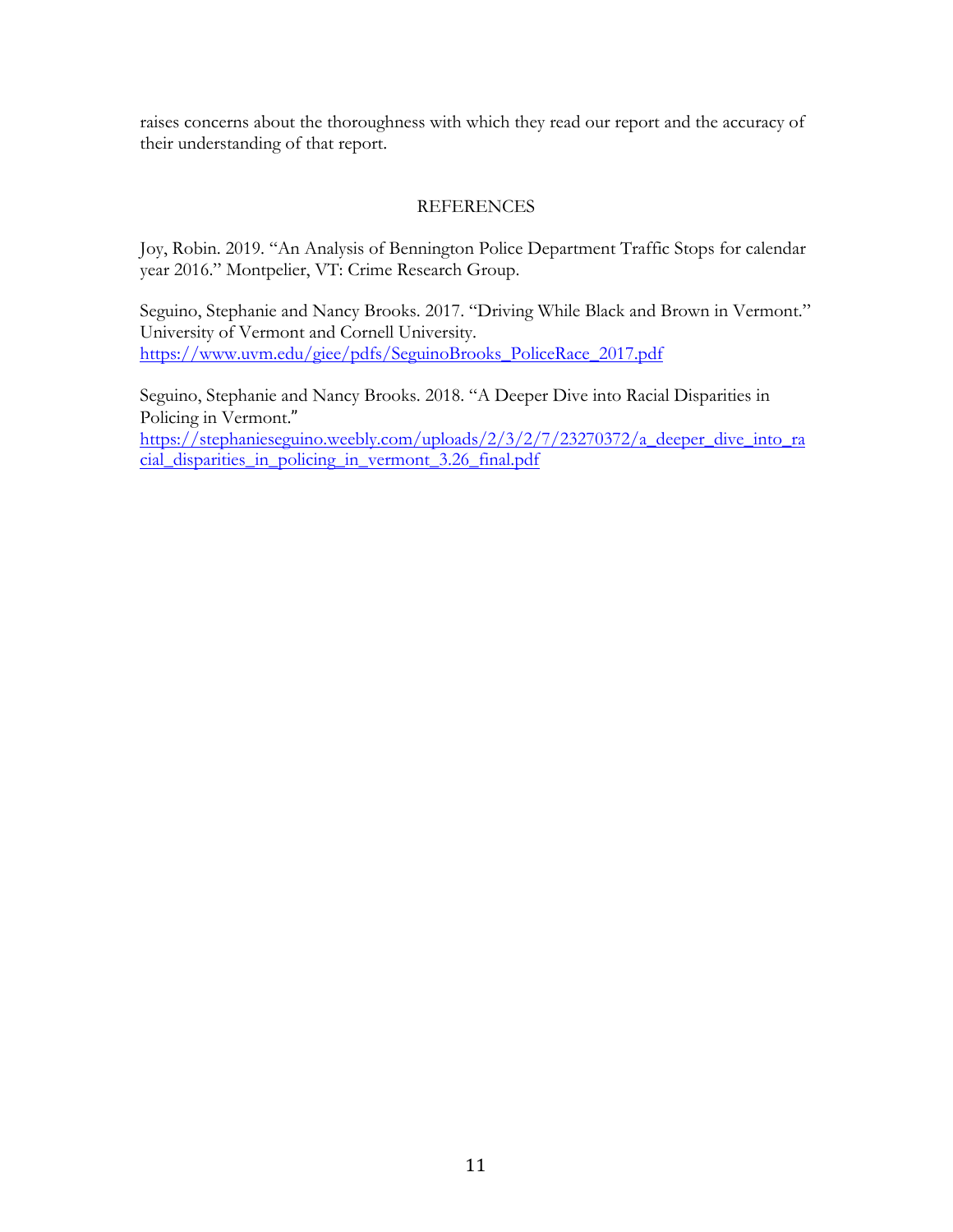raises concerns about the thoroughness with which they read our report and the accuracy of their understanding of that report.

## REFERENCES

Joy, Robin. 2019. "An Analysis of Bennington Police Department Traffic Stops for calendar year 2016." Montpelier, VT: Crime Research Group.

Seguino, Stephanie and Nancy Brooks. 2017. "Driving While Black and Brown in Vermont." University of Vermont and Cornell University. https://www.uvm.edu/giee/pdfs/SeguinoBrooks_PoliceRace_2017.pdf

Seguino, Stephanie and Nancy Brooks. 2018. "A Deeper Dive into Racial Disparities in Policing in Vermont." https://stephanieseguino.weebly.com/uploads/2/3/2/7/23270372/a_deeper_dive_into_racial_disparities_in_policing_in_vermont_3.26_final.pdf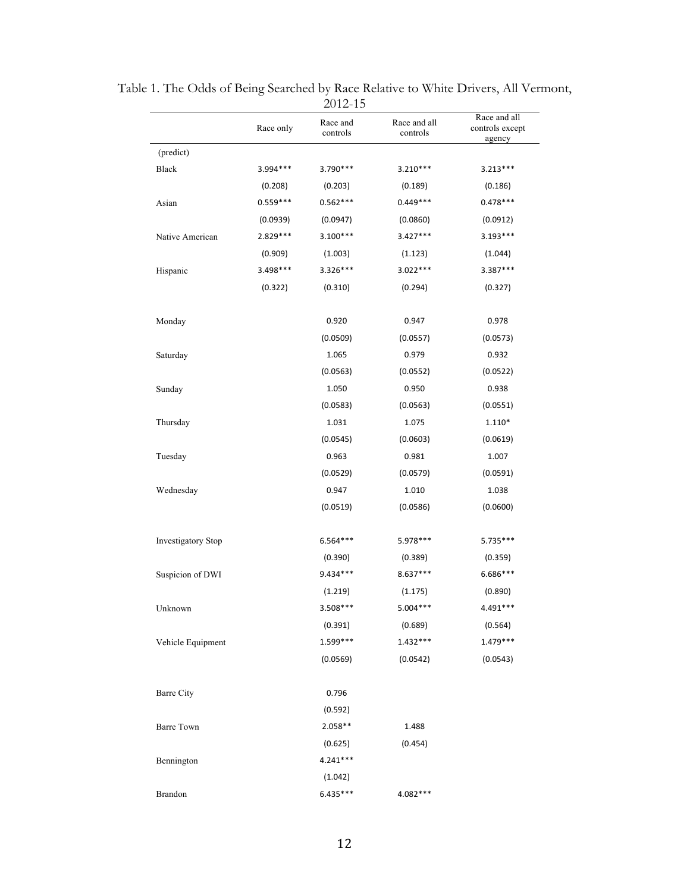Table 1. The Odds of Being Searched by Race Relative to White Drivers, All Vermont, 2012-15

| | Race only | Race and controls | Race and all controls | Race and all controls except agency |
|---|---|---|---|---|
| (predict) | | | | |
| Black | 3.994*** | 3.790*** | 3.210*** | 3.213*** |
| | (0.208) | (0.203) | (0.189) | (0.186) |
| Asian | 0.559*** | 0.562*** | 0.449*** | 0.478*** |
| | (0.0939) | (0.0947) | (0.0860) | (0.0912) |
| Native American | 2.829*** | 3.100*** | 3.427*** | 3.193*** |
| | (0.909) | (1.003) | (1.123) | (1.044) |
| Hispanic | 3.498*** | 3.326*** | 3.022*** | 3.387*** |
| | (0.322) | (0.310) | (0.294) | (0.327) |
| | | | | |
| Monday | | 0.920 | 0.947 | 0.978 |
| | | (0.0509) | (0.0557) | (0.0573) |
| Saturday | | 1.065 | 0.979 | 0.932 |
| | | (0.0563) | (0.0552) | (0.0522) |
| Sunday | | 1.050 | 0.950 | 0.938 |
| | | (0.0583) | (0.0563) | (0.0551) |
| Thursday | | 1.031 | 1.075 | 1.110* |
| | | (0.0545) | (0.0603) | (0.0619) |
| Tuesday | | 0.963 | 0.981 | 1.007 |
| | | (0.0529) | (0.0579) | (0.0591) |
| Wednesday | | 0.947 | 1.010 | 1.038 |
| | | (0.0519) | (0.0586) | (0.0600) |
| | | | | |
| Investigatory Stop | | 6.564*** | 5.978*** | 5.735*** |
| | | (0.390) | (0.389) | (0.359) |
| Suspicion of DWI | | 9.434*** | 8.637*** | 6.686*** |
| | | (1.219) | (1.175) | (0.890) |
| Unknown | | 3.508*** | 5.004*** | 4.491*** |
| | | (0.391) | (0.689) | (0.564) |
| Vehicle Equipment | | 1.599*** | 1.432*** | 1.479*** |
| | | (0.0569) | (0.0542) | (0.0543) |
| | | | | |
| Barre City | | 0.796 | | |
| | | (0.592) | | |
| Barre Town | | 2.058** | 1.488 | |
| | | (0.625) | (0.454) | |
| Bennington | | 4.241*** | | |
| | | (1.042) | | |
| Brandon | | 6.435*** | 4.082*** | |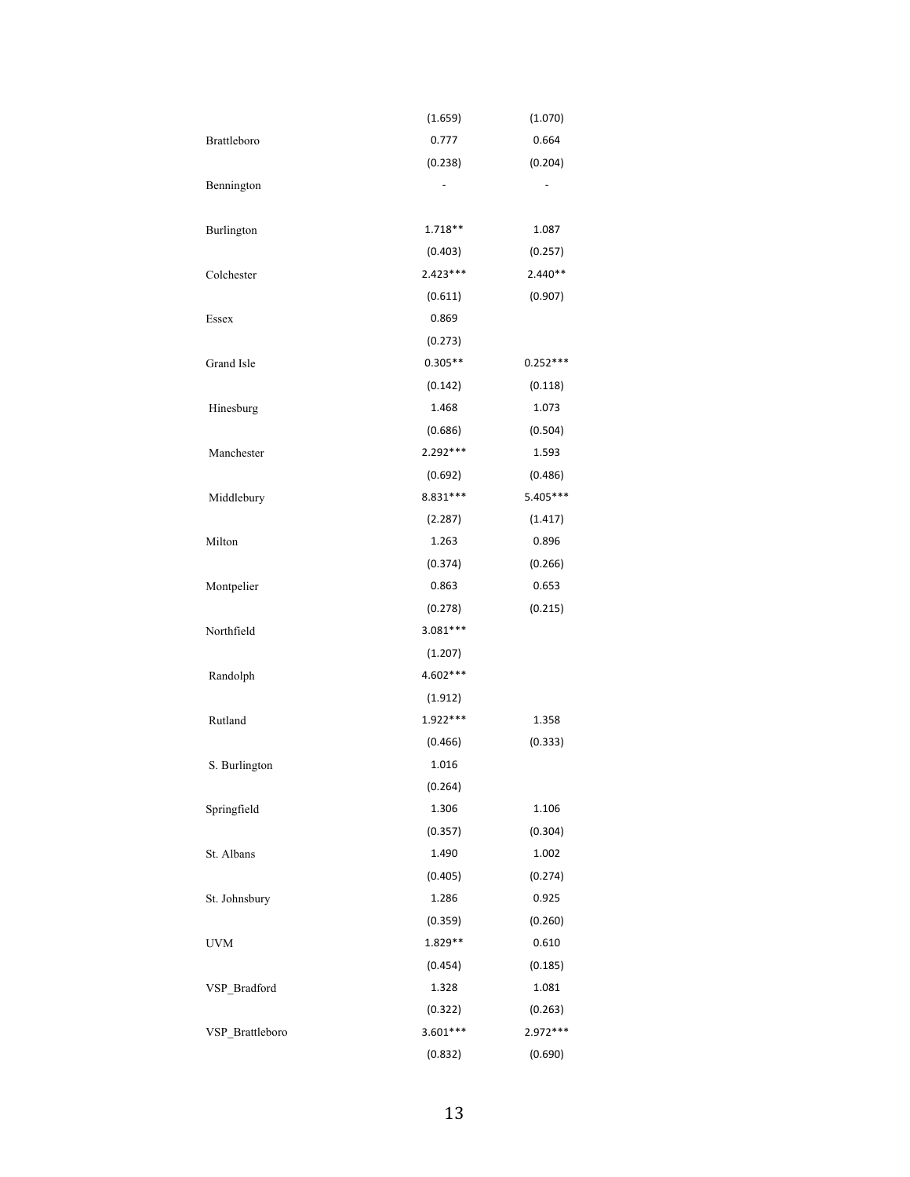| | | |
|---|---|---|
| | (1.659) | (1.070) |
| Brattleboro | 0.777 | 0.664 |
| | (0.238) | (0.204) |
| Bennington | - | - |
| | | |
| Burlington | 1.718** | 1.087 |
| | (0.403) | (0.257) |
| Colchester | 2.423*** | 2.440** |
| | (0.611) | (0.907) |
| Essex | 0.869 | |
| | (0.273) | |
| Grand Isle | 0.305** | 0.252*** |
| | (0.142) | (0.118) |
| Hinesburg | 1.468 | 1.073 |
| | (0.686) | (0.504) |
| Manchester | 2.292*** | 1.593 |
| | (0.692) | (0.486) |
| Middlebury | 8.831*** | 5.405*** |
| | (2.287) | (1.417) |
| Milton | 1.263 | 0.896 |
| | (0.374) | (0.266) |
| Montpelier | 0.863 | 0.653 |
| | (0.278) | (0.215) |
| Northfield | 3.081*** | |
| | (1.207) | |
| Randolph | 4.602*** | |
| | (1.912) | |
| Rutland | 1.922*** | 1.358 |
| | (0.466) | (0.333) |
| S. Burlington | 1.016 | |
| | (0.264) | |
| Springfield | 1.306 | 1.106 |
| | (0.357) | (0.304) |
| St. Albans | 1.490 | 1.002 |
| | (0.405) | (0.274) |
| St. Johnsbury | 1.286 | 0.925 |
| | (0.359) | (0.260) |
| UVM | 1.829** | 0.610 |
| | (0.454) | (0.185) |
| VSP_Bradford | 1.328 | 1.081 |
| | (0.322) | (0.263) |
| VSP_Brattleboro | 3.601*** | 2.972*** |
| | (0.832) | (0.690) |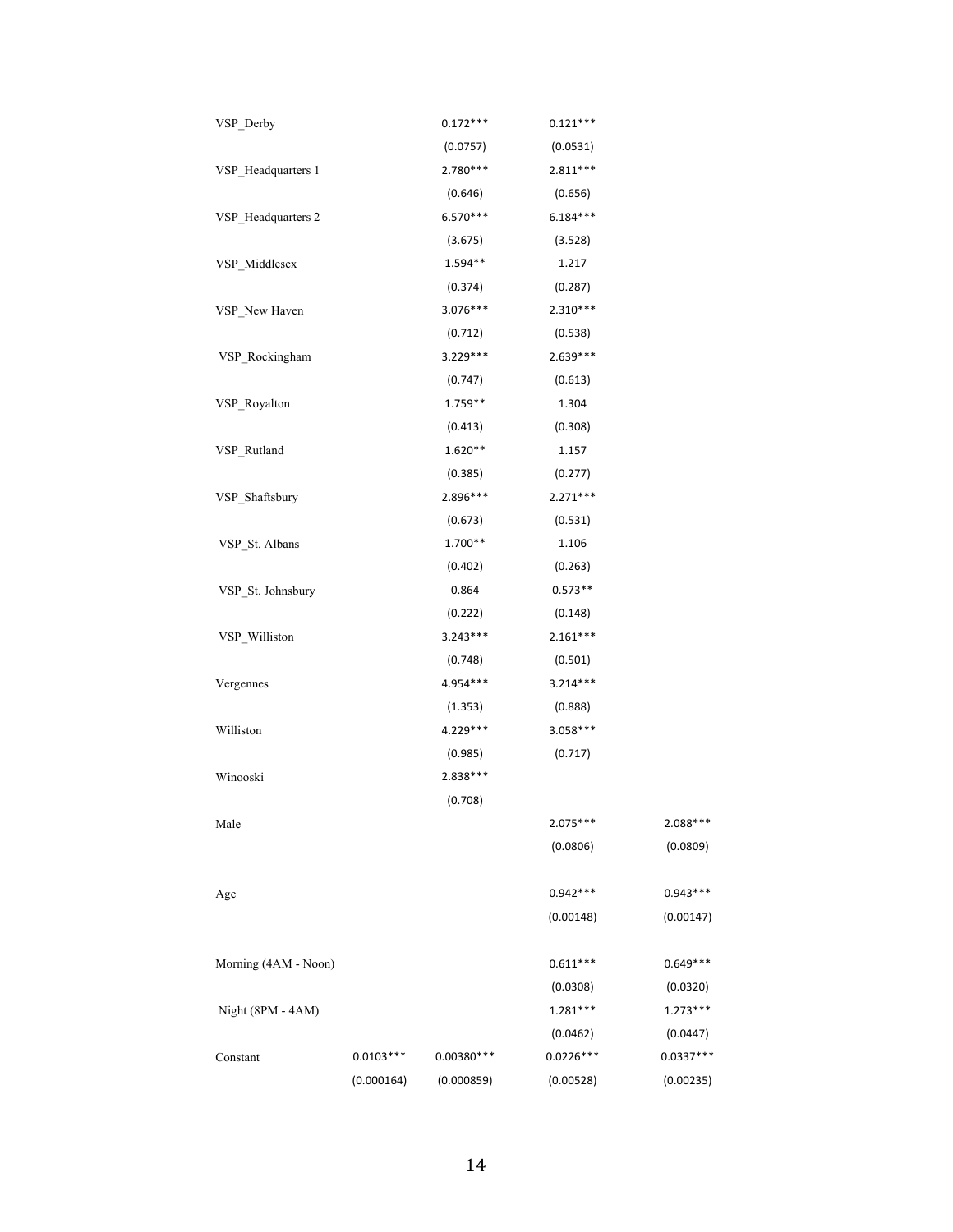| | | | | |
|---|---|---|---|---|
| VSP_Derby | | 0.172*** | 0.121*** | |
| | | (0.0757) | (0.0531) | |
| VSP_Headquarters 1 | | 2.780*** | 2.811*** | |
| | | (0.646) | (0.656) | |
| VSP_Headquarters 2 | | 6.570*** | 6.184*** | |
| | | (3.675) | (3.528) | |
| VSP_Middlesex | | 1.594** | 1.217 | |
| | | (0.374) | (0.287) | |
| VSP_New Haven | | 3.076*** | 2.310*** | |
| | | (0.712) | (0.538) | |
| VSP_Rockingham | | 3.229*** | 2.639*** | |
| | | (0.747) | (0.613) | |
| VSP_Royalton | | 1.759** | 1.304 | |
| | | (0.413) | (0.308) | |
| VSP_Rutland | | 1.620** | 1.157 | |
| | | (0.385) | (0.277) | |
| VSP_Shaftsbury | | 2.896*** | 2.271*** | |
| | | (0.673) | (0.531) | |
| VSP_St. Albans | | 1.700** | 1.106 | |
| | | (0.402) | (0.263) | |
| VSP_St. Johnsbury | | 0.864 | 0.573** | |
| | | (0.222) | (0.148) | |
| VSP_Williston | | 3.243*** | 2.161*** | |
| | | (0.748) | (0.501) | |
| Vergennes | | 4.954*** | 3.214*** | |
| | | (1.353) | (0.888) | |
| Williston | | 4.229*** | 3.058*** | |
| | | (0.985) | (0.717) | |
| Winooski | | 2.838*** | | |
| | | (0.708) | | |
| Male | | | 2.075*** | 2.088*** |
| | | | (0.0806) | (0.0809) |
| Age | | | 0.942*** | 0.943*** |
| | | | (0.00148) | (0.00147) |
| Morning (4AM - Noon) | | | 0.611*** | 0.649*** |
| | | | (0.0308) | (0.0320) |
| Night (8PM - 4AM) | | | 1.281*** | 1.273*** |
| | | | (0.0462) | (0.0447) |
| Constant | 0.0103*** | 0.00380*** | 0.0226*** | 0.0337*** |
| | (0.000164) | (0.000859) | (0.00528) | (0.00235) |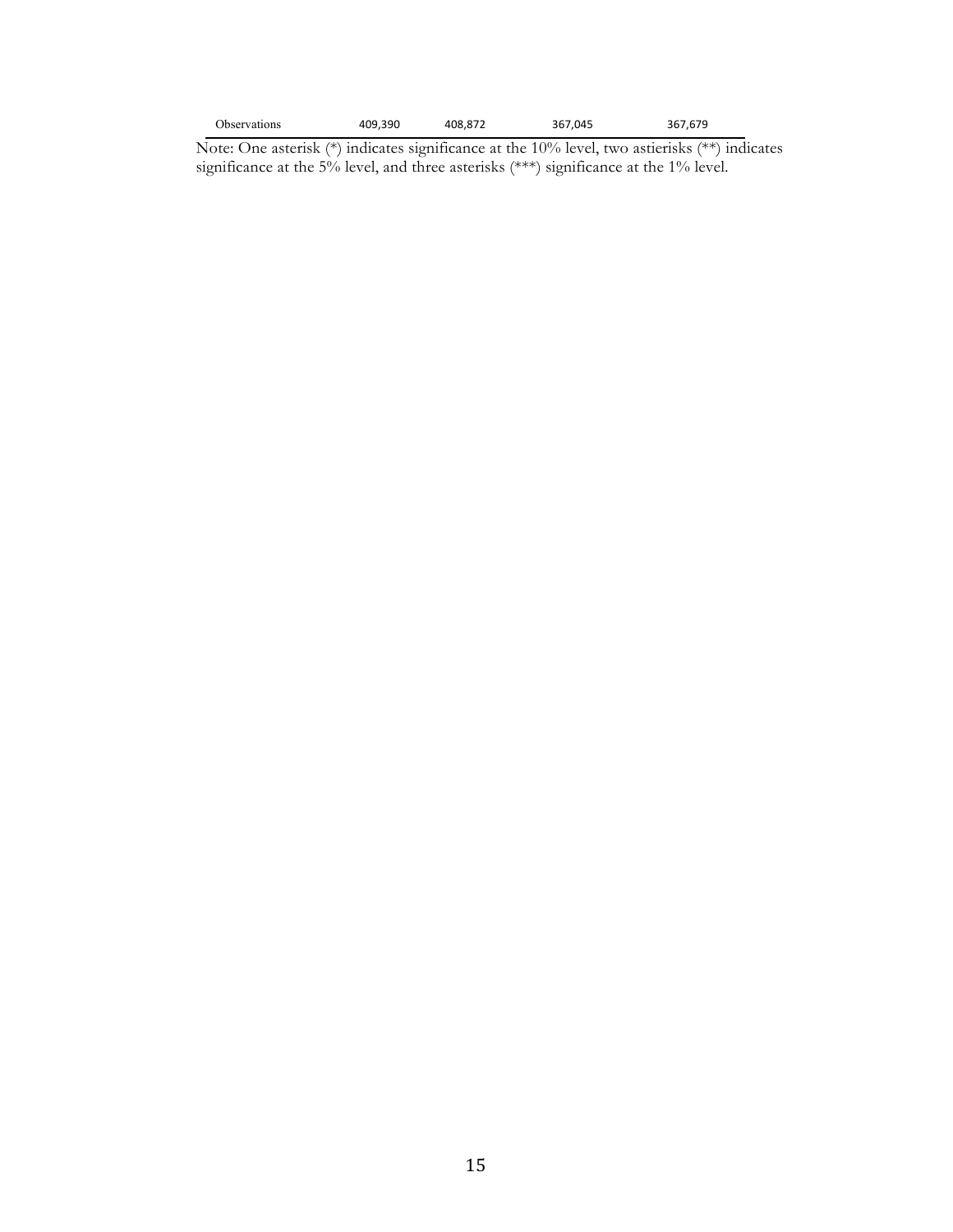| | | | | |
|---|---|---|---|---|
| Observations | 409,390 | 408,872 | 367,045 | 367,679 |

Note: One asterisk (*) indicates significance at the 10% level, two astierisks (**) indicates significance at the 5% level, and three asterisks (***) significance at the 1% level.